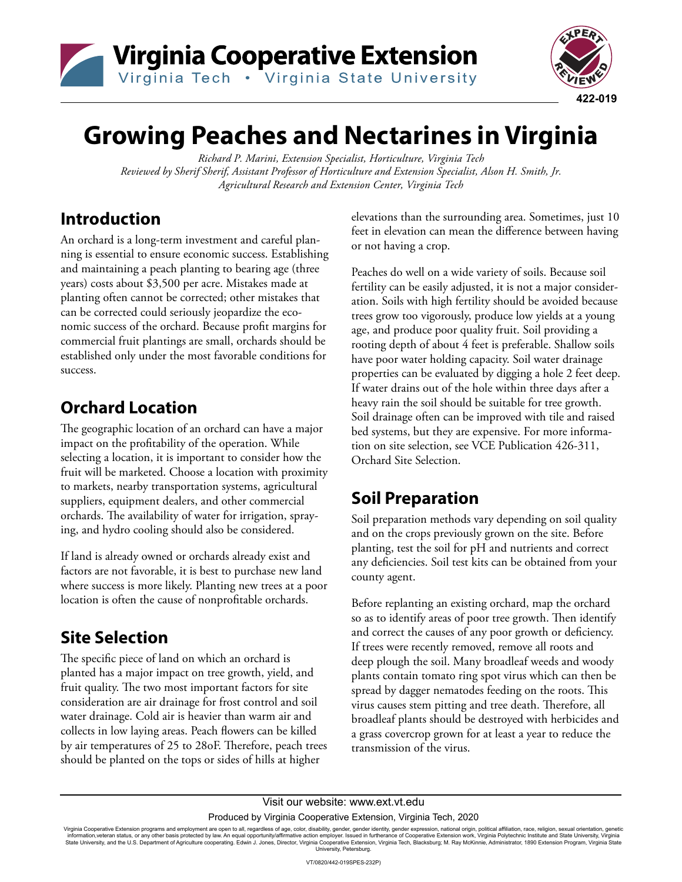# Growing Peaches and Nectarines in Virginia

*Richard P. Marini, Extension Specialist, Horticulture, Virginia Tech*
*Reviewed by Sherif Sherif, Assistant Professor of Horticulture and Extension Specialist, Alson H. Smith, Jr. Agricultural Research and Extension Center, Virginia Tech*

## Introduction

An orchard is a long-term investment and careful planning is essential to ensure economic success. Establishing and maintaining a peach planting to bearing age (three years) costs about $3,500 per acre. Mistakes made at planting often cannot be corrected; other mistakes that can be corrected could seriously jeopardize the economic success of the orchard. Because profit margins for commercial fruit plantings are small, orchards should be established only under the most favorable conditions for success.

## Orchard Location

The geographic location of an orchard can have a major impact on the profitability of the operation. While selecting a location, it is important to consider how the fruit will be marketed. Choose a location with proximity to markets, nearby transportation systems, agricultural suppliers, equipment dealers, and other commercial orchards. The availability of water for irrigation, spraying, and hydro cooling should also be considered.

If land is already owned or orchards already exist and factors are not favorable, it is best to purchase new land where success is more likely. Planting new trees at a poor location is often the cause of nonprofitable orchards.

## Site Selection

The specific piece of land on which an orchard is planted has a major impact on tree growth, yield, and fruit quality. The two most important factors for site consideration are air drainage for frost control and soil water drainage. Cold air is heavier than warm air and collects in low laying areas. Peach flowers can be killed by air temperatures of 25 to 28oF. Therefore, peach trees should be planted on the tops or sides of hills at higher elevations than the surrounding area. Sometimes, just 10 feet in elevation can mean the difference between having or not having a crop.

Peaches do well on a wide variety of soils. Because soil fertility can be easily adjusted, it is not a major consideration. Soils with high fertility should be avoided because trees grow too vigorously, produce low yields at a young age, and produce poor quality fruit. Soil providing a rooting depth of about 4 feet is preferable. Shallow soils have poor water holding capacity. Soil water drainage properties can be evaluated by digging a hole 2 feet deep. If water drains out of the hole within three days after a heavy rain the soil should be suitable for tree growth. Soil drainage often can be improved with tile and raised bed systems, but they are expensive. For more information on site selection, see VCE Publication 426-311, Orchard Site Selection.

## Soil Preparation

Soil preparation methods vary depending on soil quality and on the crops previously grown on the site. Before planting, test the soil for pH and nutrients and correct any deficiencies. Soil test kits can be obtained from your county agent.

Before replanting an existing orchard, map the orchard so as to identify areas of poor tree growth. Then identify and correct the causes of any poor growth or deficiency. If trees were recently removed, remove all roots and deep plough the soil. Many broadleaf weeds and woody plants contain tomato ring spot virus which can then be spread by dagger nematodes feeding on the roots. This virus causes stem pitting and tree death. Therefore, all broadleaf plants should be destroyed with herbicides and a grass covercrop grown for at least a year to reduce the transmission of the virus.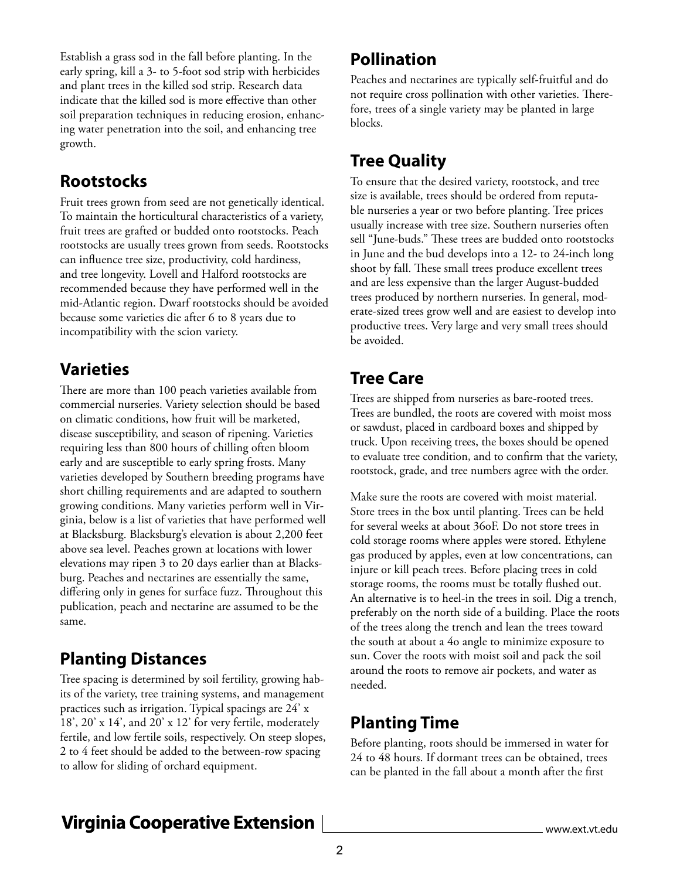Establish a grass sod in the fall before planting. In the early spring, kill a 3- to 5-foot sod strip with herbicides and plant trees in the killed sod strip. Research data indicate that the killed sod is more effective than other soil preparation techniques in reducing erosion, enhancing water penetration into the soil, and enhancing tree growth.

## Rootstocks

Fruit trees grown from seed are not genetically identical. To maintain the horticultural characteristics of a variety, fruit trees are grafted or budded onto rootstocks. Peach rootstocks are usually trees grown from seeds. Rootstocks can influence tree size, productivity, cold hardiness, and tree longevity. Lovell and Halford rootstocks are recommended because they have performed well in the mid-Atlantic region. Dwarf rootstocks should be avoided because some varieties die after 6 to 8 years due to incompatibility with the scion variety.

## Varieties

There are more than 100 peach varieties available from commercial nurseries. Variety selection should be based on climatic conditions, how fruit will be marketed, disease susceptibility, and season of ripening. Varieties requiring less than 800 hours of chilling often bloom early and are susceptible to early spring frosts. Many varieties developed by Southern breeding programs have short chilling requirements and are adapted to southern growing conditions. Many varieties perform well in Virginia, below is a list of varieties that have performed well at Blacksburg. Blacksburg's elevation is about 2,200 feet above sea level. Peaches grown at locations with lower elevations may ripen 3 to 20 days earlier than at Blacksburg. Peaches and nectarines are essentially the same, differing only in genes for surface fuzz. Throughout this publication, peach and nectarine are assumed to be the same.

## Planting Distances

Tree spacing is determined by soil fertility, growing habits of the variety, tree training systems, and management practices such as irrigation. Typical spacings are 24' x 18', 20' x 14', and 20' x 12' for very fertile, moderately fertile, and low fertile soils, respectively. On steep slopes, 2 to 4 feet should be added to the between-row spacing to allow for sliding of orchard equipment.

## Pollination

Peaches and nectarines are typically self-fruitful and do not require cross pollination with other varieties. Therefore, trees of a single variety may be planted in large blocks.

## Tree Quality

To ensure that the desired variety, rootstock, and tree size is available, trees should be ordered from reputable nurseries a year or two before planting. Tree prices usually increase with tree size. Southern nurseries often sell "June-buds." These trees are budded onto rootstocks in June and the bud develops into a 12- to 24-inch long shoot by fall. These small trees produce excellent trees and are less expensive than the larger August-budded trees produced by northern nurseries. In general, moderate-sized trees grow well and are easiest to develop into productive trees. Very large and very small trees should be avoided.

## Tree Care

Trees are shipped from nurseries as bare-rooted trees. Trees are bundled, the roots are covered with moist moss or sawdust, placed in cardboard boxes and shipped by truck. Upon receiving trees, the boxes should be opened to evaluate tree condition, and to confirm that the variety, rootstock, grade, and tree numbers agree with the order.

Make sure the roots are covered with moist material. Store trees in the box until planting. Trees can be held for several weeks at about 36oF. Do not store trees in cold storage rooms where apples were stored. Ethylene gas produced by apples, even at low concentrations, can injure or kill peach trees. Before placing trees in cold storage rooms, the rooms must be totally flushed out. An alternative is to heel-in the trees in soil. Dig a trench, preferably on the north side of a building. Place the roots of the trees along the trench and lean the trees toward the south at about a 4o angle to minimize exposure to sun. Cover the roots with moist soil and pack the soil around the roots to remove air pockets, and water as needed.

## Planting Time

Before planting, roots should be immersed in water for 24 to 48 hours. If dormant trees can be obtained, trees can be planted in the fall about a month after the first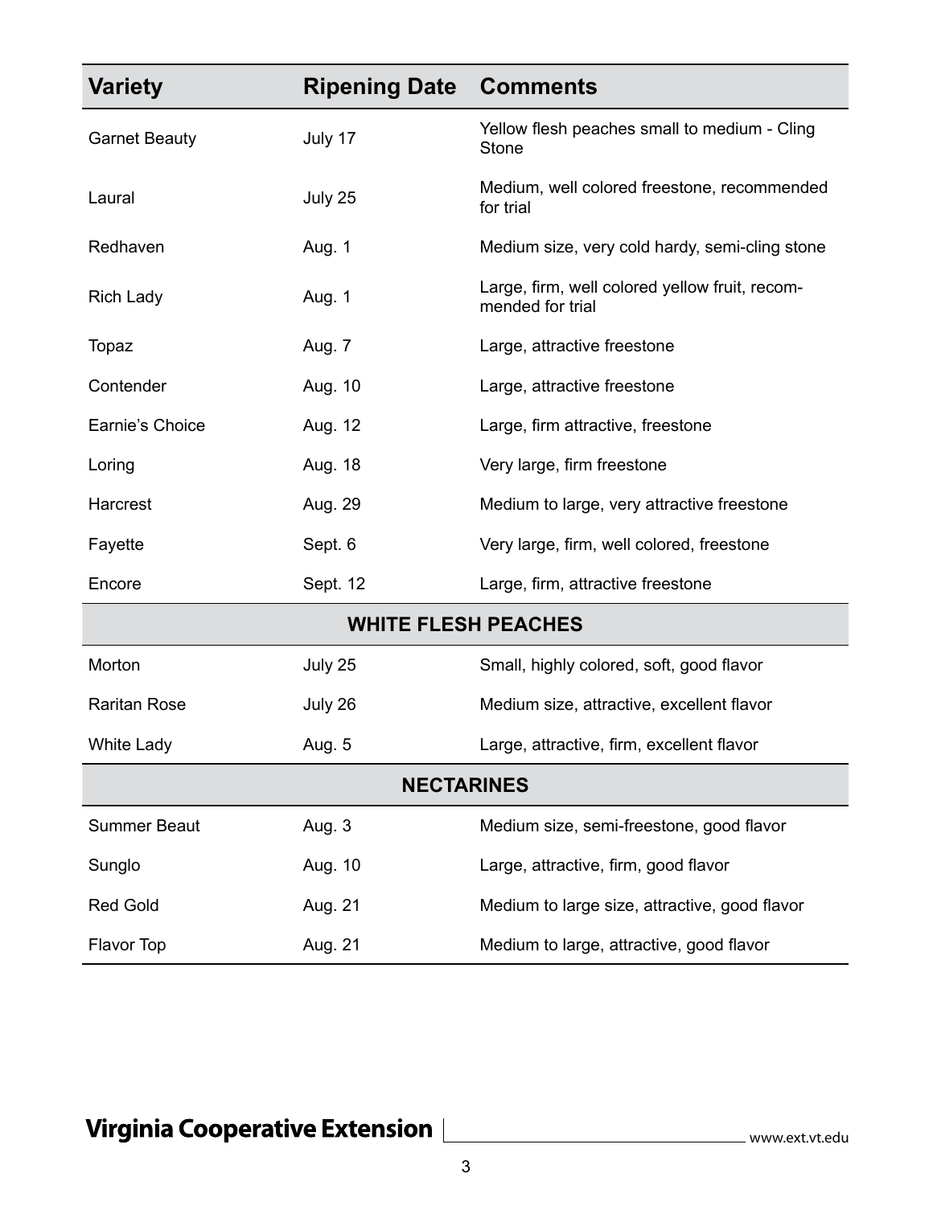| Variety | Ripening Date | Comments |
|---|---|---|
| Garnet Beauty | July 17 | Yellow flesh peaches small to medium - Cling Stone |
| Laural | July 25 | Medium, well colored freestone, recommended for trial |
| Redhaven | Aug. 1 | Medium size, very cold hardy, semi-cling stone |
| Rich Lady | Aug. 1 | Large, firm, well colored yellow fruit, recommended for trial |
| Topaz | Aug. 7 | Large, attractive freestone |
| Contender | Aug. 10 | Large, attractive freestone |
| Earnie's Choice | Aug. 12 | Large, firm attractive, freestone |
| Loring | Aug. 18 | Very large, firm freestone |
| Harcrest | Aug. 29 | Medium to large, very attractive freestone |
| Fayette | Sept. 6 | Very large, firm, well colored, freestone |
| Encore | Sept. 12 | Large, firm, attractive freestone |
| **WHITE FLESH PEACHES** | | |
| Morton | July 25 | Small, highly colored, soft, good flavor |
| Raritan Rose | July 26 | Medium size, attractive, excellent flavor |
| White Lady | Aug. 5 | Large, attractive, firm, excellent flavor |
| **NECTARINES** | | |
| Summer Beaut | Aug. 3 | Medium size, semi-freestone, good flavor |
| Sunglo | Aug. 10 | Large, attractive, firm, good flavor |
| Red Gold | Aug. 21 | Medium to large size, attractive, good flavor |
| Flavor Top | Aug. 21 | Medium to large, attractive, good flavor |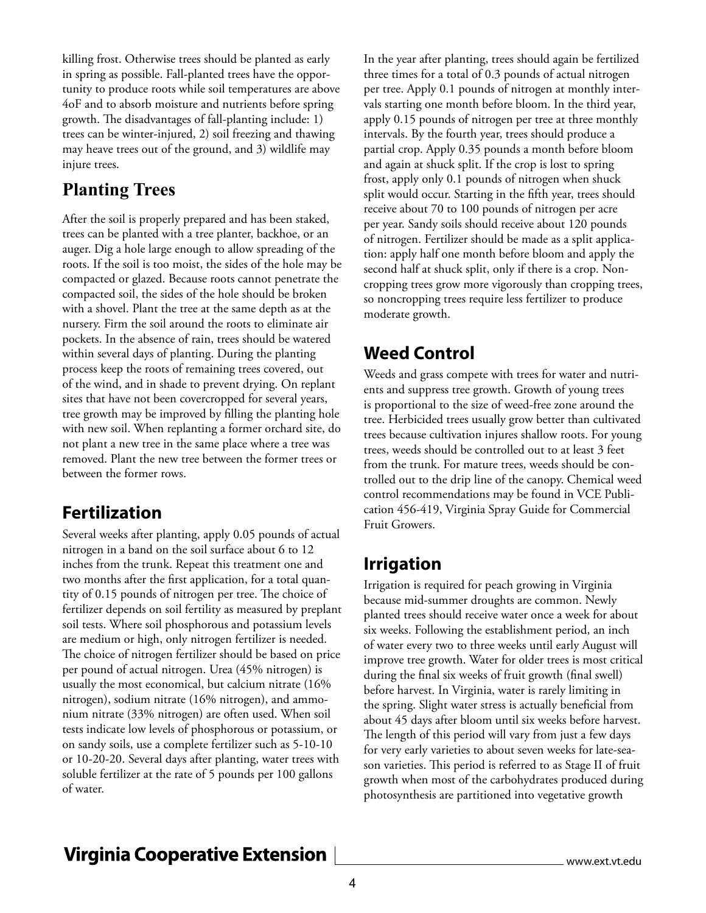killing frost. Otherwise trees should be planted as early in spring as possible. Fall-planted trees have the opportunity to produce roots while soil temperatures are above 4oF and to absorb moisture and nutrients before spring growth. The disadvantages of fall-planting include: 1) trees can be winter-injured, 2) soil freezing and thawing may heave trees out of the ground, and 3) wildlife may injure trees.

## Planting Trees

After the soil is properly prepared and has been staked, trees can be planted with a tree planter, backhoe, or an auger. Dig a hole large enough to allow spreading of the roots. If the soil is too moist, the sides of the hole may be compacted or glazed. Because roots cannot penetrate the compacted soil, the sides of the hole should be broken with a shovel. Plant the tree at the same depth as at the nursery. Firm the soil around the roots to eliminate air pockets. In the absence of rain, trees should be watered within several days of planting. During the planting process keep the roots of remaining trees covered, out of the wind, and in shade to prevent drying. On replant sites that have not been covercropped for several years, tree growth may be improved by filling the planting hole with new soil. When replanting a former orchard site, do not plant a new tree in the same place where a tree was removed. Plant the new tree between the former trees or between the former rows.

## Fertilization

Several weeks after planting, apply 0.05 pounds of actual nitrogen in a band on the soil surface about 6 to 12 inches from the trunk. Repeat this treatment one and two months after the first application, for a total quantity of 0.15 pounds of nitrogen per tree. The choice of fertilizer depends on soil fertility as measured by preplant soil tests. Where soil phosphorous and potassium levels are medium or high, only nitrogen fertilizer is needed. The choice of nitrogen fertilizer should be based on price per pound of actual nitrogen. Urea (45% nitrogen) is usually the most economical, but calcium nitrate (16% nitrogen), sodium nitrate (16% nitrogen), and ammonium nitrate (33% nitrogen) are often used. When soil tests indicate low levels of phosphorous or potassium, or on sandy soils, use a complete fertilizer such as 5-10-10 or 10-20-20. Several days after planting, water trees with soluble fertilizer at the rate of 5 pounds per 100 gallons of water.

In the year after planting, trees should again be fertilized three times for a total of 0.3 pounds of actual nitrogen per tree. Apply 0.1 pounds of nitrogen at monthly intervals starting one month before bloom. In the third year, apply 0.15 pounds of nitrogen per tree at three monthly intervals. By the fourth year, trees should produce a partial crop. Apply 0.35 pounds a month before bloom and again at shuck split. If the crop is lost to spring frost, apply only 0.1 pounds of nitrogen when shuck split would occur. Starting in the fifth year, trees should receive about 70 to 100 pounds of nitrogen per acre per year. Sandy soils should receive about 120 pounds of nitrogen. Fertilizer should be made as a split application: apply half one month before bloom and apply the second half at shuck split, only if there is a crop. Noncropping trees grow more vigorously than cropping trees, so noncropping trees require less fertilizer to produce moderate growth.

## Weed Control

Weeds and grass compete with trees for water and nutrients and suppress tree growth. Growth of young trees is proportional to the size of weed-free zone around the tree. Herbicided trees usually grow better than cultivated trees because cultivation injures shallow roots. For young trees, weeds should be controlled out to at least 3 feet from the trunk. For mature trees, weeds should be controlled out to the drip line of the canopy. Chemical weed control recommendations may be found in VCE Publication 456-419, Virginia Spray Guide for Commercial Fruit Growers.

## Irrigation

Irrigation is required for peach growing in Virginia because mid-summer droughts are common. Newly planted trees should receive water once a week for about six weeks. Following the establishment period, an inch of water every two to three weeks until early August will improve tree growth. Water for older trees is most critical during the final six weeks of fruit growth (final swell) before harvest. In Virginia, water is rarely limiting in the spring. Slight water stress is actually beneficial from about 45 days after bloom until six weeks before harvest. The length of this period will vary from just a few days for very early varieties to about seven weeks for late-season varieties. This period is referred to as Stage II of fruit growth when most of the carbohydrates produced during photosynthesis are partitioned into vegetative growth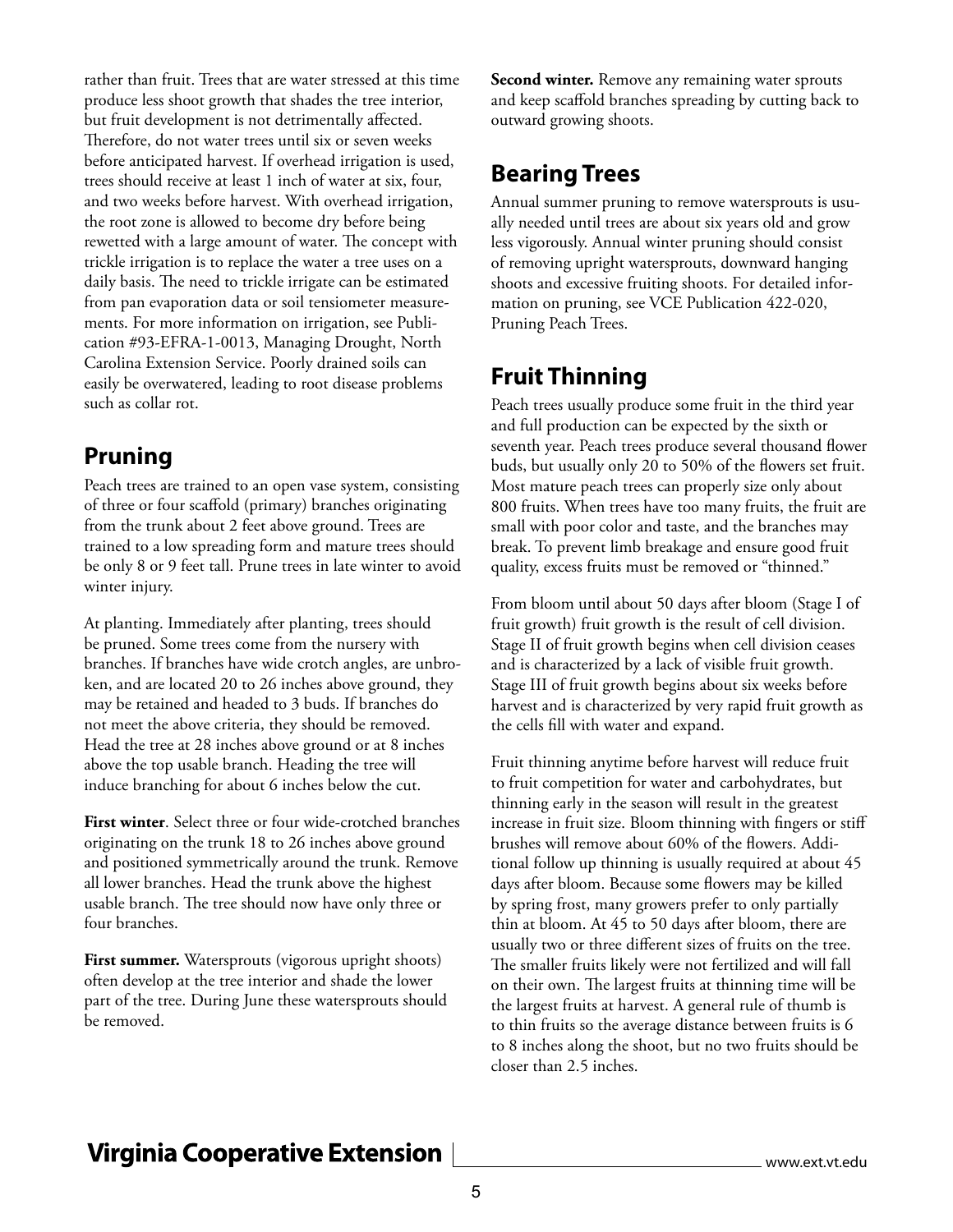rather than fruit. Trees that are water stressed at this time produce less shoot growth that shades the tree interior, but fruit development is not detrimentally affected. Therefore, do not water trees until six or seven weeks before anticipated harvest. If overhead irrigation is used, trees should receive at least 1 inch of water at six, four, and two weeks before harvest. With overhead irrigation, the root zone is allowed to become dry before being rewetted with a large amount of water. The concept with trickle irrigation is to replace the water a tree uses on a daily basis. The need to trickle irrigate can be estimated from pan evaporation data or soil tensiometer measurements. For more information on irrigation, see Publication #93-EFRA-1-0013, Managing Drought, North Carolina Extension Service. Poorly drained soils can easily be overwatered, leading to root disease problems such as collar rot.

## Pruning

Peach trees are trained to an open vase system, consisting of three or four scaffold (primary) branches originating from the trunk about 2 feet above ground. Trees are trained to a low spreading form and mature trees should be only 8 or 9 feet tall. Prune trees in late winter to avoid winter injury.

At planting. Immediately after planting, trees should be pruned. Some trees come from the nursery with branches. If branches have wide crotch angles, are unbroken, and are located 20 to 26 inches above ground, they may be retained and headed to 3 buds. If branches do not meet the above criteria, they should be removed. Head the tree at 28 inches above ground or at 8 inches above the top usable branch. Heading the tree will induce branching for about 6 inches below the cut.

**First winter**. Select three or four wide-crotched branches originating on the trunk 18 to 26 inches above ground and positioned symmetrically around the trunk. Remove all lower branches. Head the trunk above the highest usable branch. The tree should now have only three or four branches.

**First summer.** Watersprouts (vigorous upright shoots) often develop at the tree interior and shade the lower part of the tree. During June these watersprouts should be removed.

**Second winter.** Remove any remaining water sprouts and keep scaffold branches spreading by cutting back to outward growing shoots.

## Bearing Trees

Annual summer pruning to remove watersprouts is usually needed until trees are about six years old and grow less vigorously. Annual winter pruning should consist of removing upright watersprouts, downward hanging shoots and excessive fruiting shoots. For detailed information on pruning, see VCE Publication 422-020, Pruning Peach Trees.

## Fruit Thinning

Peach trees usually produce some fruit in the third year and full production can be expected by the sixth or seventh year. Peach trees produce several thousand flower buds, but usually only 20 to 50% of the flowers set fruit. Most mature peach trees can properly size only about 800 fruits. When trees have too many fruits, the fruit are small with poor color and taste, and the branches may break. To prevent limb breakage and ensure good fruit quality, excess fruits must be removed or "thinned."

From bloom until about 50 days after bloom (Stage I of fruit growth) fruit growth is the result of cell division. Stage II of fruit growth begins when cell division ceases and is characterized by a lack of visible fruit growth. Stage III of fruit growth begins about six weeks before harvest and is characterized by very rapid fruit growth as the cells fill with water and expand.

Fruit thinning anytime before harvest will reduce fruit to fruit competition for water and carbohydrates, but thinning early in the season will result in the greatest increase in fruit size. Bloom thinning with fingers or stiff brushes will remove about 60% of the flowers. Additional follow up thinning is usually required at about 45 days after bloom. Because some flowers may be killed by spring frost, many growers prefer to only partially thin at bloom. At 45 to 50 days after bloom, there are usually two or three different sizes of fruits on the tree. The smaller fruits likely were not fertilized and will fall on their own. The largest fruits at thinning time will be the largest fruits at harvest. A general rule of thumb is to thin fruits so the average distance between fruits is 6 to 8 inches along the shoot, but no two fruits should be closer than 2.5 inches.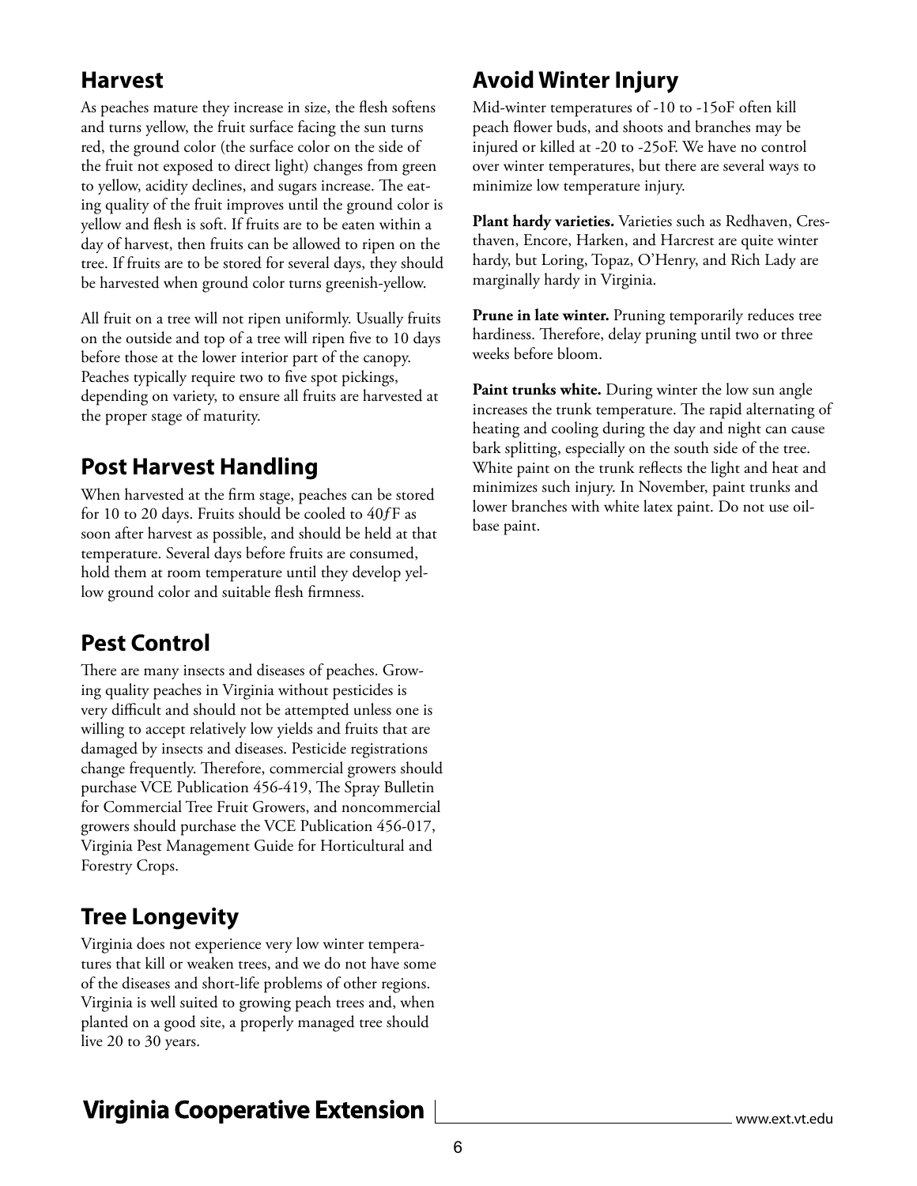## Harvest

As peaches mature they increase in size, the flesh softens and turns yellow, the fruit surface facing the sun turns red, the ground color (the surface color on the side of the fruit not exposed to direct light) changes from green to yellow, acidity declines, and sugars increase. The eating quality of the fruit improves until the ground color is yellow and flesh is soft. If fruits are to be eaten within a day of harvest, then fruits can be allowed to ripen on the tree. If fruits are to be stored for several days, they should be harvested when ground color turns greenish-yellow.

All fruit on a tree will not ripen uniformly. Usually fruits on the outside and top of a tree will ripen five to 10 days before those at the lower interior part of the canopy. Peaches typically require two to five spot pickings, depending on variety, to ensure all fruits are harvested at the proper stage of maturity.

## Post Harvest Handling

When harvested at the firm stage, peaches can be stored for 10 to 20 days. Fruits should be cooled to 40ƒF as soon after harvest as possible, and should be held at that temperature. Several days before fruits are consumed, hold them at room temperature until they develop yellow ground color and suitable flesh firmness.

## Pest Control

There are many insects and diseases of peaches. Growing quality peaches in Virginia without pesticides is very difficult and should not be attempted unless one is willing to accept relatively low yields and fruits that are damaged by insects and diseases. Pesticide registrations change frequently. Therefore, commercial growers should purchase VCE Publication 456-419, The Spray Bulletin for Commercial Tree Fruit Growers, and noncommercial growers should purchase the VCE Publication 456-017, Virginia Pest Management Guide for Horticultural and Forestry Crops.

## Tree Longevity

Virginia does not experience very low winter temperatures that kill or weaken trees, and we do not have some of the diseases and short-life problems of other regions. Virginia is well suited to growing peach trees and, when planted on a good site, a properly managed tree should live 20 to 30 years.

## Avoid Winter Injury

Mid-winter temperatures of -10 to -15oF often kill peach flower buds, and shoots and branches may be injured or killed at -20 to -25oF. We have no control over winter temperatures, but there are several ways to minimize low temperature injury.

**Plant hardy varieties.** Varieties such as Redhaven, Cresthaven, Encore, Harken, and Harcrest are quite winter hardy, but Loring, Topaz, O'Henry, and Rich Lady are marginally hardy in Virginia.

**Prune in late winter.** Pruning temporarily reduces tree hardiness. Therefore, delay pruning until two or three weeks before bloom.

**Paint trunks white.** During winter the low sun angle increases the trunk temperature. The rapid alternating of heating and cooling during the day and night can cause bark splitting, especially on the south side of the tree. White paint on the trunk reflects the light and heat and minimizes such injury. In November, paint trunks and lower branches with white latex paint. Do not use oil-base paint.